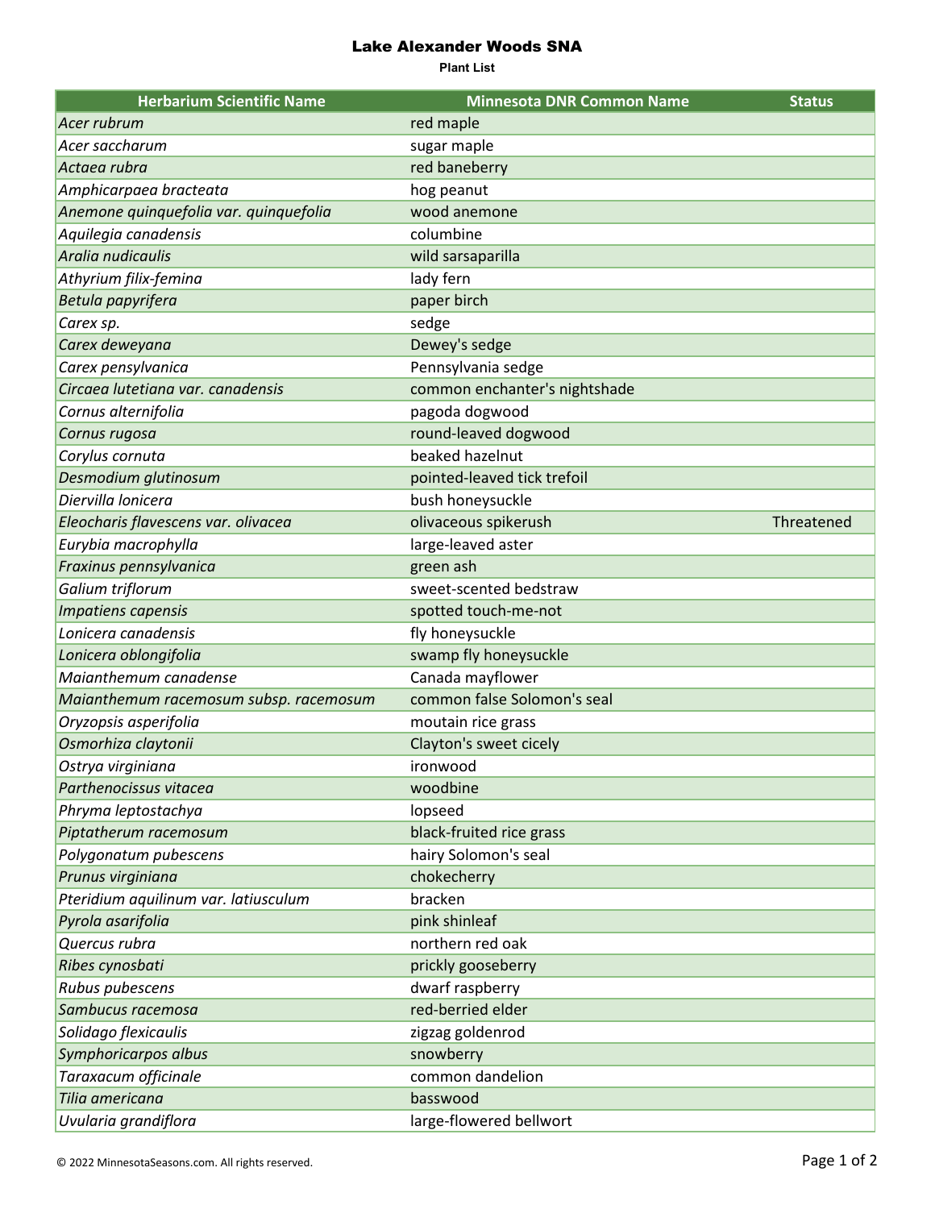# Lake Alexander Woods SNA

**Plant List**

| Herbarium Scientific Name | Minnesota DNR Common Name | Status |
|---|---|---|
| *Acer rubrum* | red maple | |
| *Acer saccharum* | sugar maple | |
| *Actaea rubra* | red baneberry | |
| *Amphicarpaea bracteata* | hog peanut | |
| *Anemone quinquefolia var. quinquefolia* | wood anemone | |
| *Aquilegia canadensis* | columbine | |
| *Aralia nudicaulis* | wild sarsaparilla | |
| *Athyrium filix-femina* | lady fern | |
| *Betula papyrifera* | paper birch | |
| *Carex sp.* | sedge | |
| *Carex deweyana* | Dewey's sedge | |
| *Carex pensylvanica* | Pennsylvania sedge | |
| *Circaea lutetiana var. canadensis* | common enchanter's nightshade | |
| *Cornus alternifolia* | pagoda dogwood | |
| *Cornus rugosa* | round-leaved dogwood | |
| *Corylus cornuta* | beaked hazelnut | |
| *Desmodium glutinosum* | pointed-leaved tick trefoil | |
| *Diervilla lonicera* | bush honeysuckle | |
| *Eleocharis flavescens var. olivacea* | olivaceous spikerush | Threatened |
| *Eurybia macrophylla* | large-leaved aster | |
| *Fraxinus pennsylvanica* | green ash | |
| *Galium triflorum* | sweet-scented bedstraw | |
| *Impatiens capensis* | spotted touch-me-not | |
| *Lonicera canadensis* | fly honeysuckle | |
| *Lonicera oblongifolia* | swamp fly honeysuckle | |
| *Maianthemum canadense* | Canada mayflower | |
| *Maianthemum racemosum subsp. racemosum* | common false Solomon's seal | |
| *Oryzopsis asperifolia* | moutain rice grass | |
| *Osmorhiza claytonii* | Clayton's sweet cicely | |
| *Ostrya virginiana* | ironwood | |
| *Parthenocissus vitacea* | woodbine | |
| *Phryma leptostachya* | lopseed | |
| *Piptatherum racemosum* | black-fruited rice grass | |
| *Polygonatum pubescens* | hairy Solomon's seal | |
| *Prunus virginiana* | chokecherry | |
| *Pteridium aquilinum var. latiusculum* | bracken | |
| *Pyrola asarifolia* | pink shinleaf | |
| *Quercus rubra* | northern red oak | |
| *Ribes cynosbati* | prickly gooseberry | |
| *Rubus pubescens* | dwarf raspberry | |
| *Sambucus racemosa* | red-berried elder | |
| *Solidago flexicaulis* | zigzag goldenrod | |
| *Symphoricarpos albus* | snowberry | |
| *Taraxacum officinale* | common dandelion | |
| *Tilia americana* | basswood | |
| *Uvularia grandiflora* | large-flowered bellwort | |

© 2022 MinnesotaSeasons.com. All rights reserved.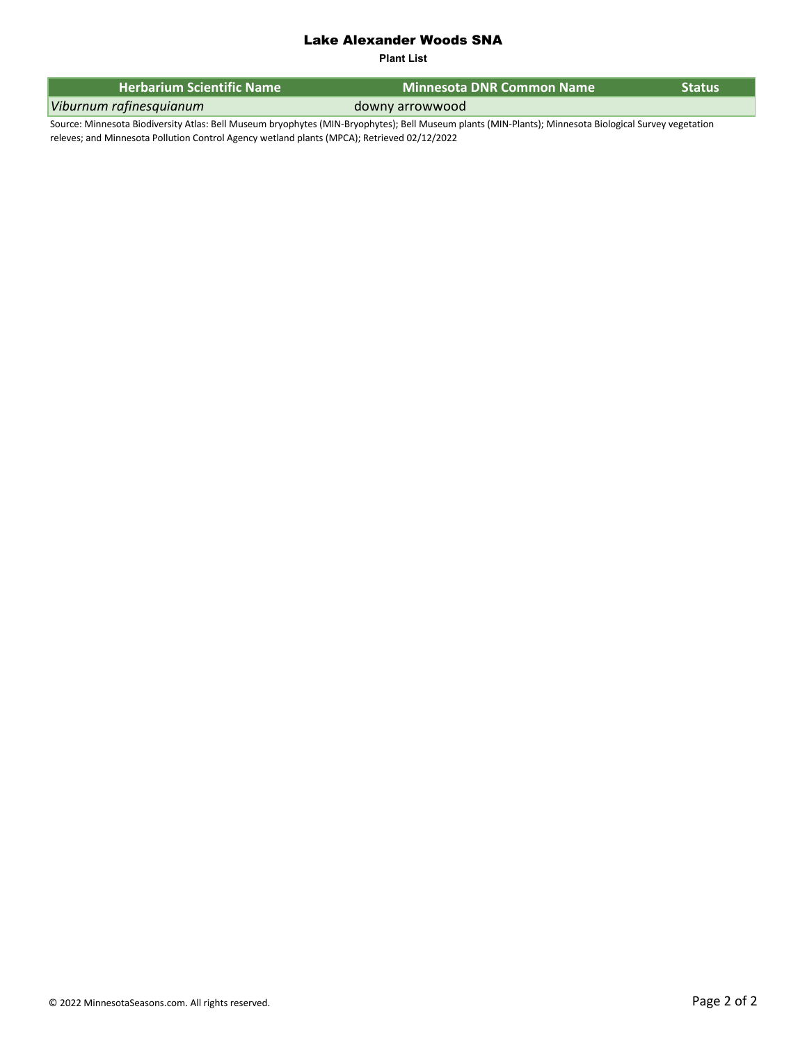# Lake Alexander Woods SNA

**Plant List**

| Herbarium Scientific Name | Minnesota DNR Common Name | Status |
|---|---|---|
| *Viburnum rafinesquianum* | downy arrowwood | |

Source: Minnesota Biodiversity Atlas: Bell Museum bryophytes (MIN-Bryophytes); Bell Museum plants (MIN-Plants); Minnesota Biological Survey vegetation releves; and Minnesota Pollution Control Agency wetland plants (MPCA); Retrieved 02/12/2022

© 2022 MinnesotaSeasons.com. All rights reserved.